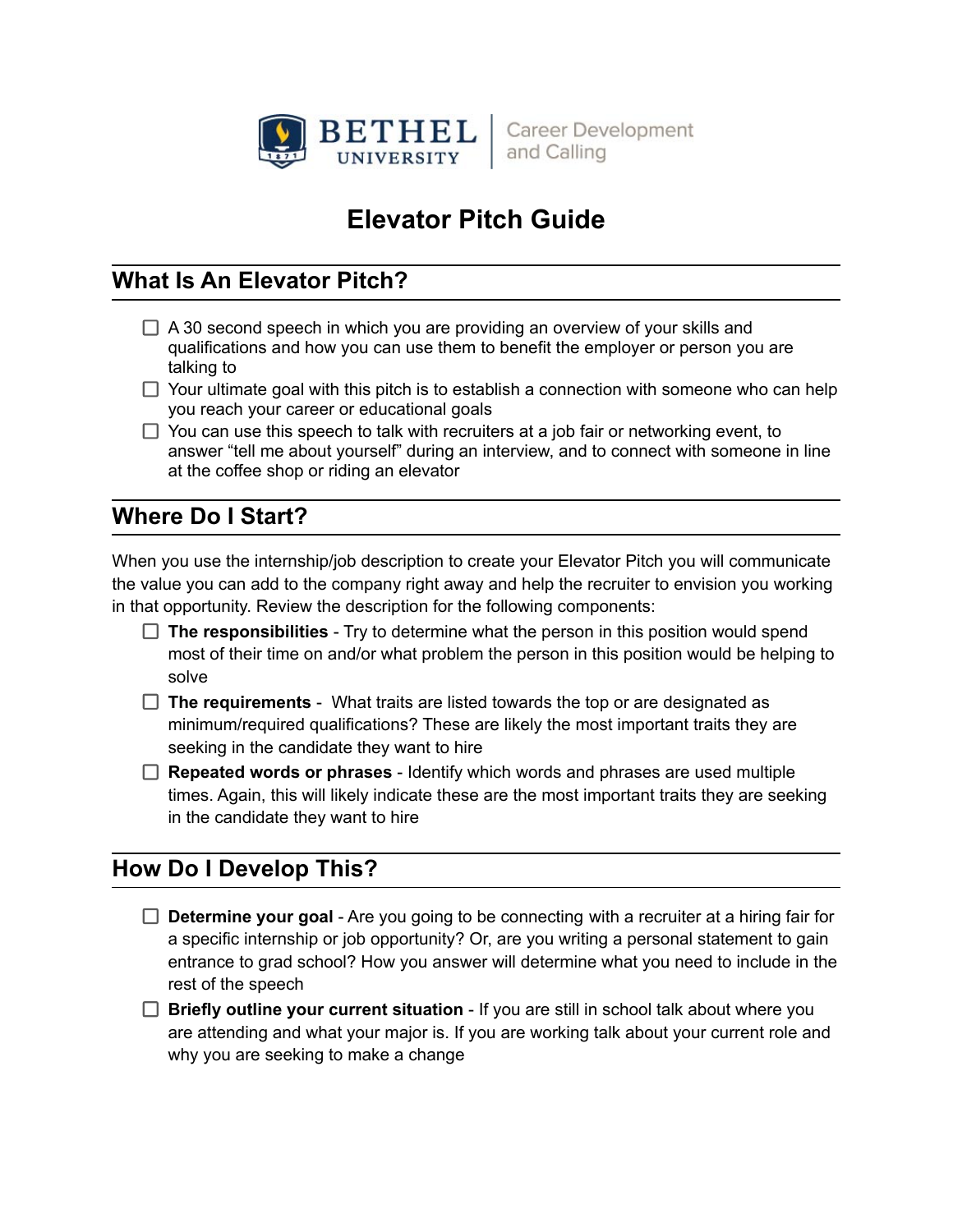BETHEL UNIVERSITY | Career Development and Calling

# Elevator Pitch Guide

## What Is An Elevator Pitch?

- [ ] A 30 second speech in which you are providing an overview of your skills and qualifications and how you can use them to benefit the employer or person you are talking to
- [ ] Your ultimate goal with this pitch is to establish a connection with someone who can help you reach your career or educational goals
- [ ] You can use this speech to talk with recruiters at a job fair or networking event, to answer "tell me about yourself" during an interview, and to connect with someone in line at the coffee shop or riding an elevator

## Where Do I Start?

When you use the internship/job description to create your Elevator Pitch you will communicate the value you can add to the company right away and help the recruiter to envision you working in that opportunity. Review the description for the following components:

- [ ] **The responsibilities** - Try to determine what the person in this position would spend most of their time on and/or what problem the person in this position would be helping to solve
- [ ] **The requirements** - What traits are listed towards the top or are designated as minimum/required qualifications? These are likely the most important traits they are seeking in the candidate they want to hire
- [ ] **Repeated words or phrases** - Identify which words and phrases are used multiple times. Again, this will likely indicate these are the most important traits they are seeking in the candidate they want to hire

## How Do I Develop This?

- [ ] **Determine your goal** - Are you going to be connecting with a recruiter at a hiring fair for a specific internship or job opportunity? Or, are you writing a personal statement to gain entrance to grad school? How you answer will determine what you need to include in the rest of the speech
- [ ] **Briefly outline your current situation** - If you are still in school talk about where you are attending and what your major is. If you are working talk about your current role and why you are seeking to make a change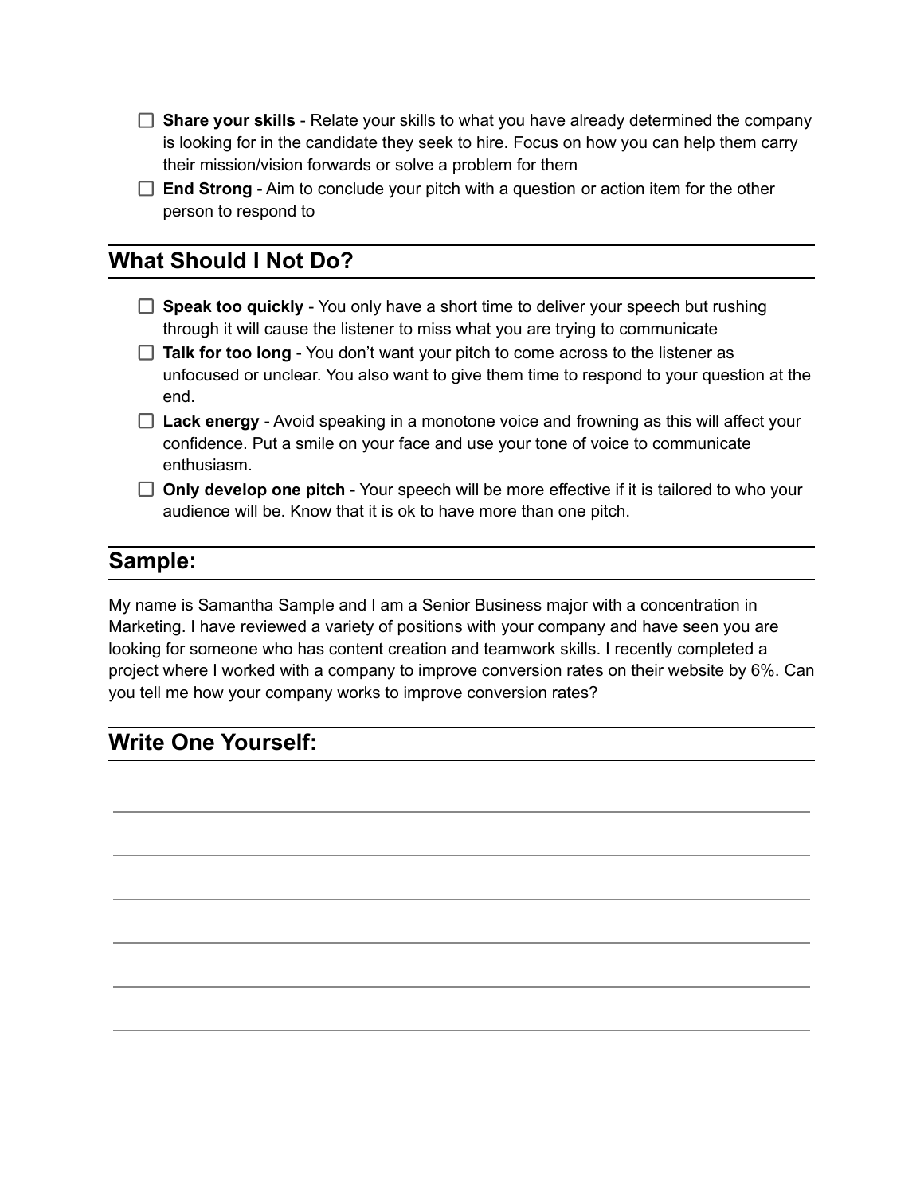- [ ] **Share your skills** - Relate your skills to what you have already determined the company is looking for in the candidate they seek to hire. Focus on how you can help them carry their mission/vision forwards or solve a problem for them
- [ ] **End Strong** - Aim to conclude your pitch with a question or action item for the other person to respond to

## What Should I Not Do?

- [ ] **Speak too quickly** - You only have a short time to deliver your speech but rushing through it will cause the listener to miss what you are trying to communicate
- [ ] **Talk for too long** - You don't want your pitch to come across to the listener as unfocused or unclear. You also want to give them time to respond to your question at the end.
- [ ] **Lack energy** - Avoid speaking in a monotone voice and frowning as this will affect your confidence. Put a smile on your face and use your tone of voice to communicate enthusiasm.
- [ ] **Only develop one pitch** - Your speech will be more effective if it is tailored to who your audience will be. Know that it is ok to have more than one pitch.

## Sample:

My name is Samantha Sample and I am a Senior Business major with a concentration in Marketing. I have reviewed a variety of positions with your company and have seen you are looking for someone who has content creation and teamwork skills. I recently completed a project where I worked with a company to improve conversion rates on their website by 6%. Can you tell me how your company works to improve conversion rates?

## Write One Yourself:

___

___

___

___

___

___